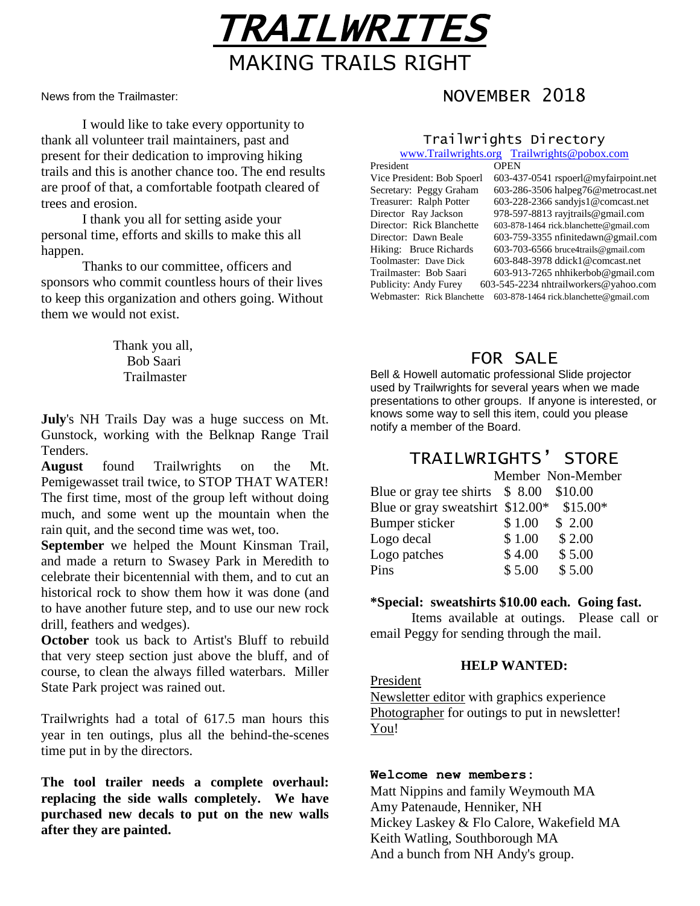# *TRAILWRITES*

## MAKING TRAILS RIGHT

News from the Trailmaster:

## NOVEMBER 2018

I would like to take every opportunity to thank all volunteer trail maintainers, past and present for their dedication to improving hiking trails and this is another chance too. The end results are proof of that, a comfortable footpath cleared of trees and erosion.

I thank you all for setting aside your personal time, efforts and skills to make this all happen.

Thanks to our committee, officers and sponsors who commit countless hours of their lives to keep this organization and others going. Without them we would not exist.

Thank you all,
Bob Saari
Trailmaster

**July**'s NH Trails Day was a huge success on Mt. Gunstock, working with the Belknap Range Trail Tenders.

**August** found Trailwrights on the Mt. Pemigewasset trail twice, to STOP THAT WATER! The first time, most of the group left without doing much, and some went up the mountain when the rain quit, and the second time was wet, too.

**September** we helped the Mount Kinsman Trail, and made a return to Swasey Park in Meredith to celebrate their bicentennial with them, and to cut an historical rock to show them how it was done (and to have another future step, and to use our new rock drill, feathers and wedges).

**October** took us back to Artist's Bluff to rebuild that very steep section just above the bluff, and of course, to clean the always filled waterbars. Miller State Park project was rained out.

Trailwrights had a total of 617.5 man hours this year in ten outings, plus all the behind-the-scenes time put in by the directors.

**The tool trailer needs a complete overhaul: replacing the side walls completely. We have purchased new decals to put on the new walls after they are painted.**

### Trailwrights Directory

www.Trailwrights.org Trailwrights@pobox.com

| | |
|---|---|
| President | OPEN |
| Vice President: Bob Spoerl | 603-437-0541 rspoerl@myfairpoint.net |
| Secretary: Peggy Graham | 603-286-3506 halpeg76@metrocast.net |
| Treasurer: Ralph Potter | 603-228-2366 sandyjs1@comcast.net |
| Director Ray Jackson | 978-597-8813 rayjtrails@gmail.com |
| Director: Rick Blanchette | 603-878-1464 rick.blanchette@gmail.com |
| Director: Dawn Beale | 603-759-3355 nfinitedawn@gmail.com |
| Hiking: Bruce Richards | 603-703-6566 bruce4trails@gmail.com |
| Toolmaster: Dave Dick | 603-848-3978 ddick1@comcast.net |
| Trailmaster: Bob Saari | 603-913-7265 nhhikerbob@gmail.com |
| Publicity: Andy Furey | 603-545-2234 nhtrailworkers@yahoo.com |
| Webmaster: Rick Blanchette | 603-878-1464 rick.blanchette@gmail.com |

## FOR SALE

Bell & Howell automatic professional Slide projector used by Trailwrights for several years when we made presentations to other groups. If anyone is interested, or knows some way to sell this item, could you please notify a member of the Board.

## TRAILWRIGHTS' STORE

| | Member | Non-Member |
|---|---|---|
| Blue or gray tee shirts | $ 8.00 | $10.00 |
| Blue or gray sweatshirt | $12.00* | $15.00* |
| Bumper sticker | $ 1.00 | $ 2.00 |
| Logo decal | $ 1.00 | $ 2.00 |
| Logo patches | $ 4.00 | $ 5.00 |
| Pins | $ 5.00 | $ 5.00 |

***Special: sweatshirts $10.00 each. Going fast.**

Items available at outings. Please call or email Peggy for sending through the mail.

**HELP WANTED:**

President
Newsletter editor with graphics experience
Photographer for outings to put in newsletter!
You!

**Welcome new members:**

Matt Nippins and family Weymouth MA
Amy Patenaude, Henniker, NH
Mickey Laskey & Flo Calore, Wakefield MA
Keith Watling, Southborough MA
And a bunch from NH Andy's group.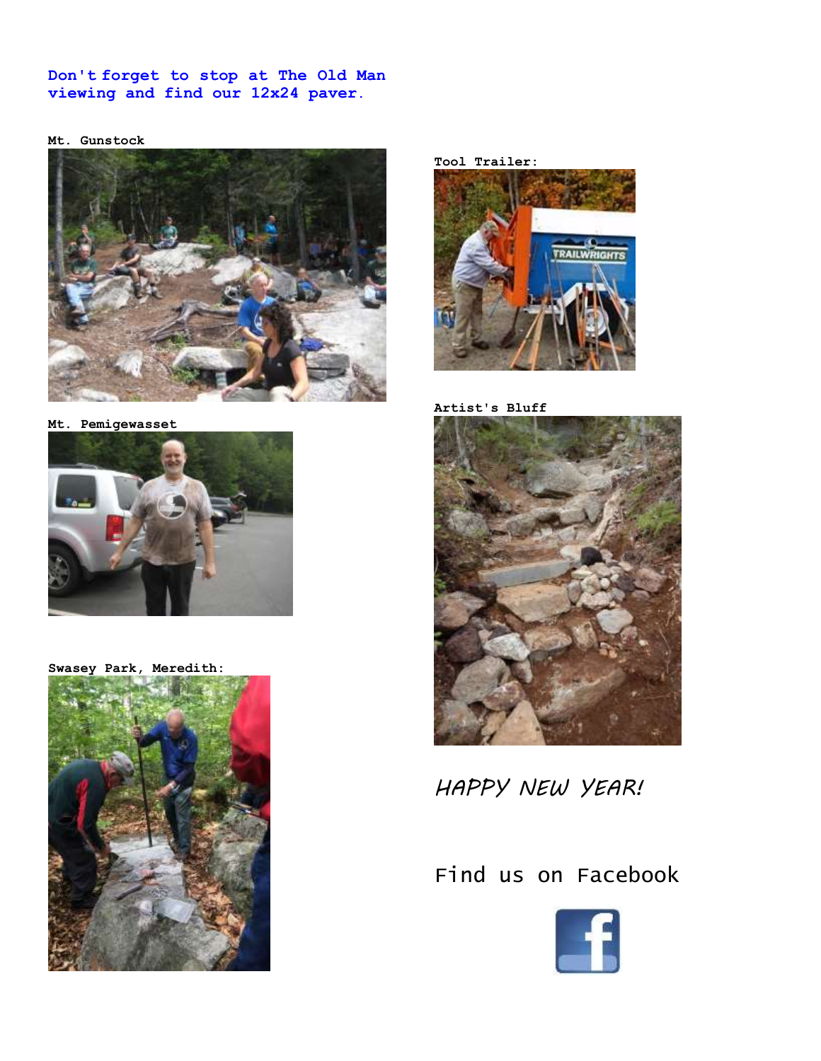Don't forget to stop at The Old Man viewing and find our 12x24 paver.

**Mt. Gunstock**

**Mt. Pemigewasset**

**Swasey Park, Meredith:**

**Tool Trailer:**

**Artist's Bluff**

*HAPPY NEW YEAR!*

Find us on Facebook